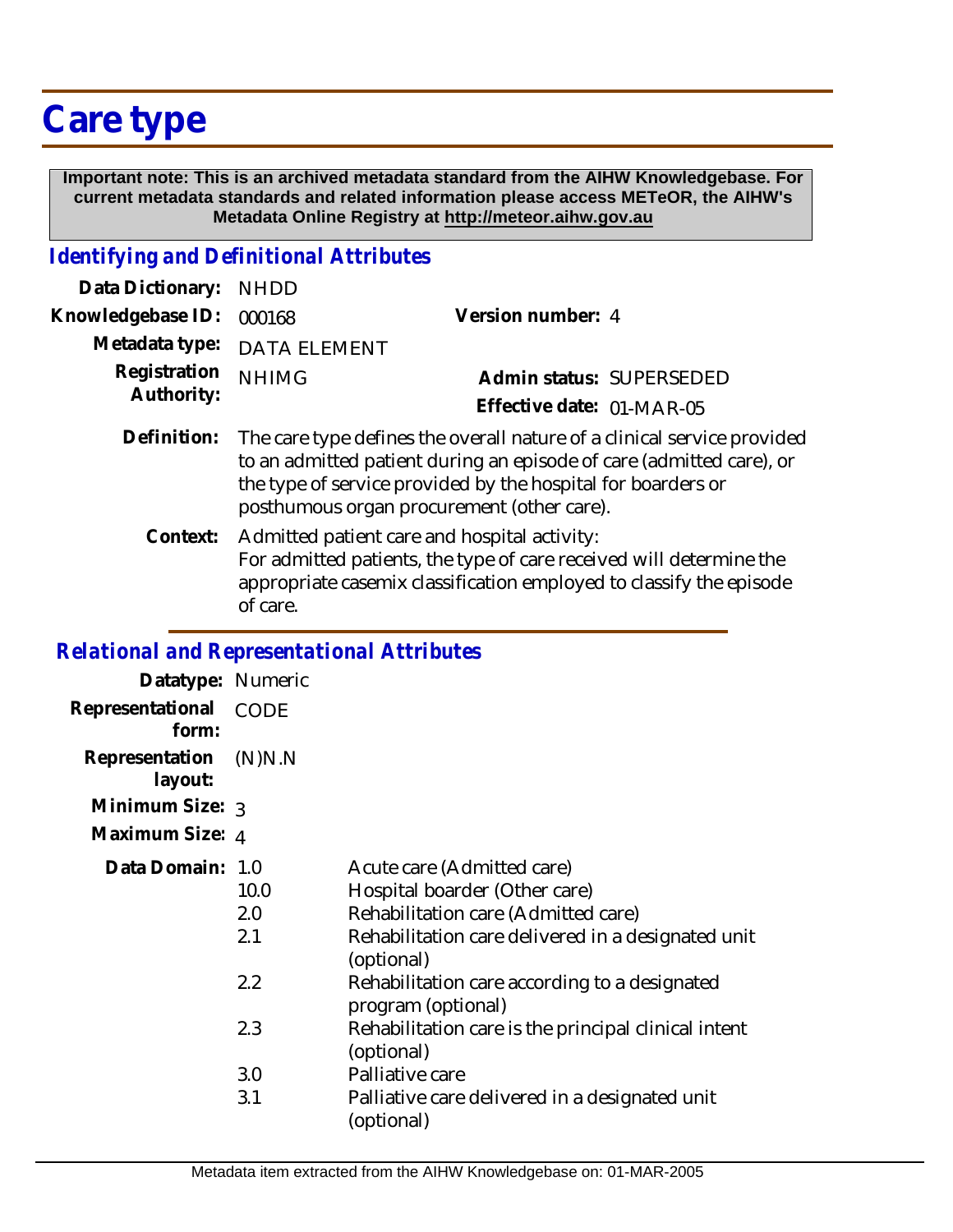# Care type

**Important note: This is an archived metadata standard from the AIHW Knowledgebase. For current metadata standards and related information please access METeOR, the AIHW's Metadata Online Registry at http://meteor.aihw.gov.au**

## *Identifying and Definitional Attributes*

**Data Dictionary:** NHDD

**Knowledgebase ID:** 000168

**Version number:** 4

**Metadata type:** DATA ELEMENT

**Registration Authority:** NHIMG

**Admin status:** SUPERSEDED

**Effective date:** 01-MAR-05

**Definition:** The care type defines the overall nature of a clinical service provided to an admitted patient during an episode of care (admitted care), or the type of service provided by the hospital for boarders or posthumous organ procurement (other care).

**Context:** Admitted patient care and hospital activity:
For admitted patients, the type of care received will determine the appropriate casemix classification employed to classify the episode of care.

## *Relational and Representational Attributes*

**Datatype:** Numeric

**Representational form:** CODE

**Representation layout:** (N)N.N

**Minimum Size:** 3

**Maximum Size:** 4

**Data Domain:**

| Code | Description |
|---|---|
| 1.0 | Acute care (Admitted care) |
| 10.0 | Hospital boarder (Other care) |
| 2.0 | Rehabilitation care (Admitted care) |
| 2.1 | Rehabilitation care delivered in a designated unit (optional) |
| 2.2 | Rehabilitation care according to a designated program (optional) |
| 2.3 | Rehabilitation care is the principal clinical intent (optional) |
| 3.0 | Palliative care |
| 3.1 | Palliative care delivered in a designated unit (optional) |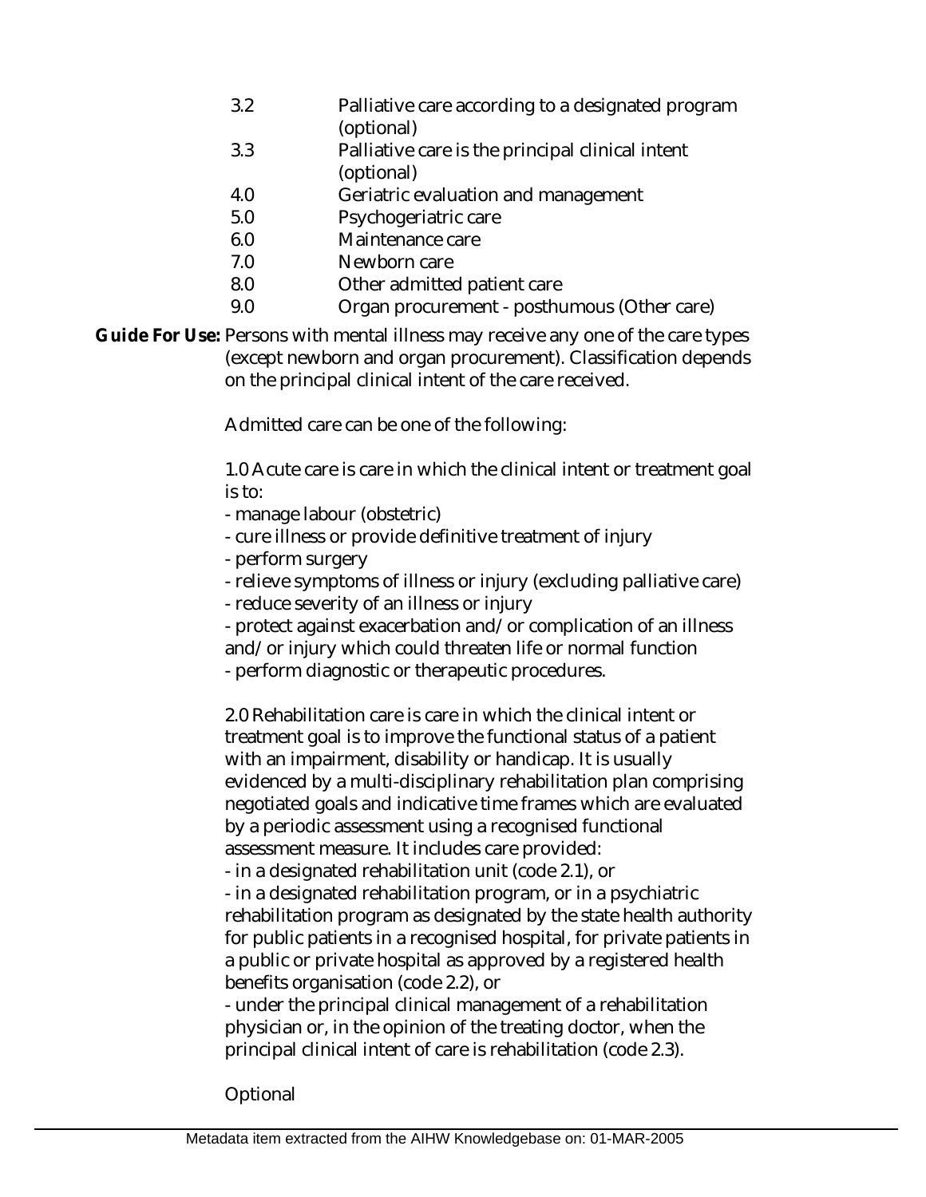| | |
|---|---|
| 3.2 | Palliative care according to a designated program (optional) |
| 3.3 | Palliative care is the principal clinical intent (optional) |
| 4.0 | Geriatric evaluation and management |
| 5.0 | Psychogeriatric care |
| 6.0 | Maintenance care |
| 7.0 | Newborn care |
| 8.0 | Other admitted patient care |
| 9.0 | Organ procurement - posthumous (Other care) |

**Guide For Use:** Persons with mental illness may receive any one of the care types (except newborn and organ procurement). Classification depends on the principal clinical intent of the care received.

Admitted care can be one of the following:

1.0 Acute care is care in which the clinical intent or treatment goal is to:
- manage labour (obstetric)
- cure illness or provide definitive treatment of injury
- perform surgery
- relieve symptoms of illness or injury (excluding palliative care)
- reduce severity of an illness or injury
- protect against exacerbation and/or complication of an illness and/or injury which could threaten life or normal function
- perform diagnostic or therapeutic procedures.

2.0 Rehabilitation care is care in which the clinical intent or treatment goal is to improve the functional status of a patient with an impairment, disability or handicap. It is usually evidenced by a multi-disciplinary rehabilitation plan comprising negotiated goals and indicative time frames which are evaluated by a periodic assessment using a recognised functional assessment measure. It includes care provided:
- in a designated rehabilitation unit (code 2.1), or
- in a designated rehabilitation program, or in a psychiatric rehabilitation program as designated by the state health authority for public patients in a recognised hospital, for private patients in a public or private hospital as approved by a registered health benefits organisation (code 2.2), or
- under the principal clinical management of a rehabilitation physician or, in the opinion of the treating doctor, when the principal clinical intent of care is rehabilitation (code 2.3).

Optional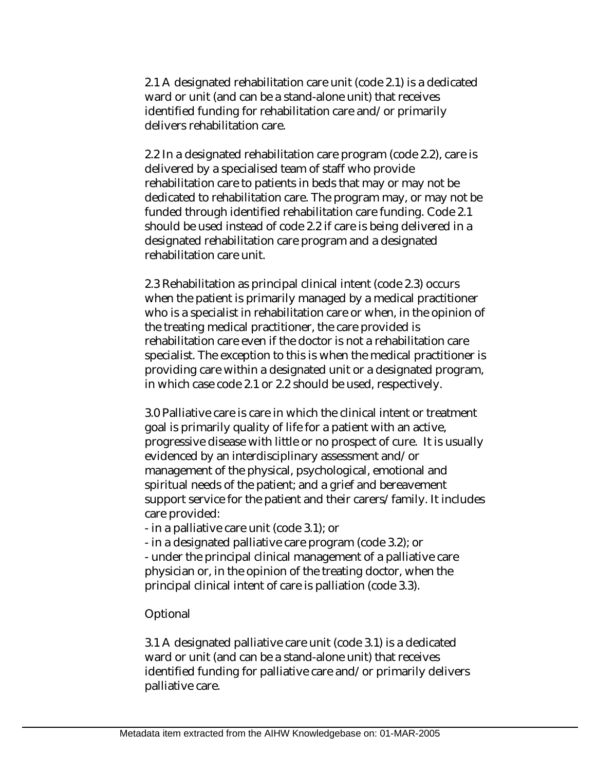2.1 A designated rehabilitation care unit (code 2.1) is a dedicated ward or unit (and can be a stand-alone unit) that receives identified funding for rehabilitation care and/or primarily delivers rehabilitation care.

2.2 In a designated rehabilitation care program (code 2.2), care is delivered by a specialised team of staff who provide rehabilitation care to patients in beds that may or may not be dedicated to rehabilitation care. The program may, or may not be funded through identified rehabilitation care funding. Code 2.1 should be used instead of code 2.2 if care is being delivered in a designated rehabilitation care program and a designated rehabilitation care unit.

2.3 Rehabilitation as principal clinical intent (code 2.3) occurs when the patient is primarily managed by a medical practitioner who is a specialist in rehabilitation care or when, in the opinion of the treating medical practitioner, the care provided is rehabilitation care even if the doctor is not a rehabilitation care specialist. The exception to this is when the medical practitioner is providing care within a designated unit or a designated program, in which case code 2.1 or 2.2 should be used, respectively.

3.0 Palliative care is care in which the clinical intent or treatment goal is primarily quality of life for a patient with an active, progressive disease with little or no prospect of cure. It is usually evidenced by an interdisciplinary assessment and/or management of the physical, psychological, emotional and spiritual needs of the patient; and a grief and bereavement support service for the patient and their carers/family. It includes care provided:

- in a palliative care unit (code 3.1); or
- in a designated palliative care program (code 3.2); or
- under the principal clinical management of a palliative care physician or, in the opinion of the treating doctor, when the principal clinical intent of care is palliation (code 3.3).

Optional

3.1 A designated palliative care unit (code 3.1) is a dedicated ward or unit (and can be a stand-alone unit) that receives identified funding for palliative care and/or primarily delivers palliative care.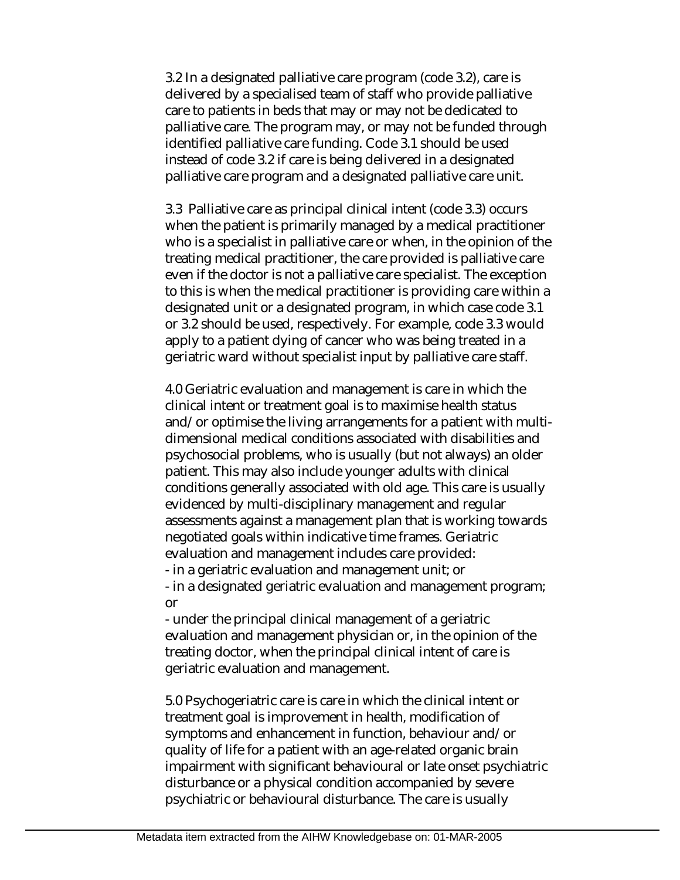3.2 In a designated palliative care program (code 3.2), care is delivered by a specialised team of staff who provide palliative care to patients in beds that may or may not be dedicated to palliative care. The program may, or may not be funded through identified palliative care funding. Code 3.1 should be used instead of code 3.2 if care is being delivered in a designated palliative care program and a designated palliative care unit.

3.3 Palliative care as principal clinical intent (code 3.3) occurs when the patient is primarily managed by a medical practitioner who is a specialist in palliative care or when, in the opinion of the treating medical practitioner, the care provided is palliative care even if the doctor is not a palliative care specialist. The exception to this is when the medical practitioner is providing care within a designated unit or a designated program, in which case code 3.1 or 3.2 should be used, respectively. For example, code 3.3 would apply to a patient dying of cancer who was being treated in a geriatric ward without specialist input by palliative care staff.

4.0 Geriatric evaluation and management is care in which the clinical intent or treatment goal is to maximise health status and/or optimise the living arrangements for a patient with multi-dimensional medical conditions associated with disabilities and psychosocial problems, who is usually (but not always) an older patient. This may also include younger adults with clinical conditions generally associated with old age. This care is usually evidenced by multi-disciplinary management and regular assessments against a management plan that is working towards negotiated goals within indicative time frames. Geriatric evaluation and management includes care provided:

- in a geriatric evaluation and management unit; or
- in a designated geriatric evaluation and management program; or
- under the principal clinical management of a geriatric evaluation and management physician or, in the opinion of the treating doctor, when the principal clinical intent of care is geriatric evaluation and management.

5.0 Psychogeriatric care is care in which the clinical intent or treatment goal is improvement in health, modification of symptoms and enhancement in function, behaviour and/or quality of life for a patient with an age-related organic brain impairment with significant behavioural or late onset psychiatric disturbance or a physical condition accompanied by severe psychiatric or behavioural disturbance. The care is usually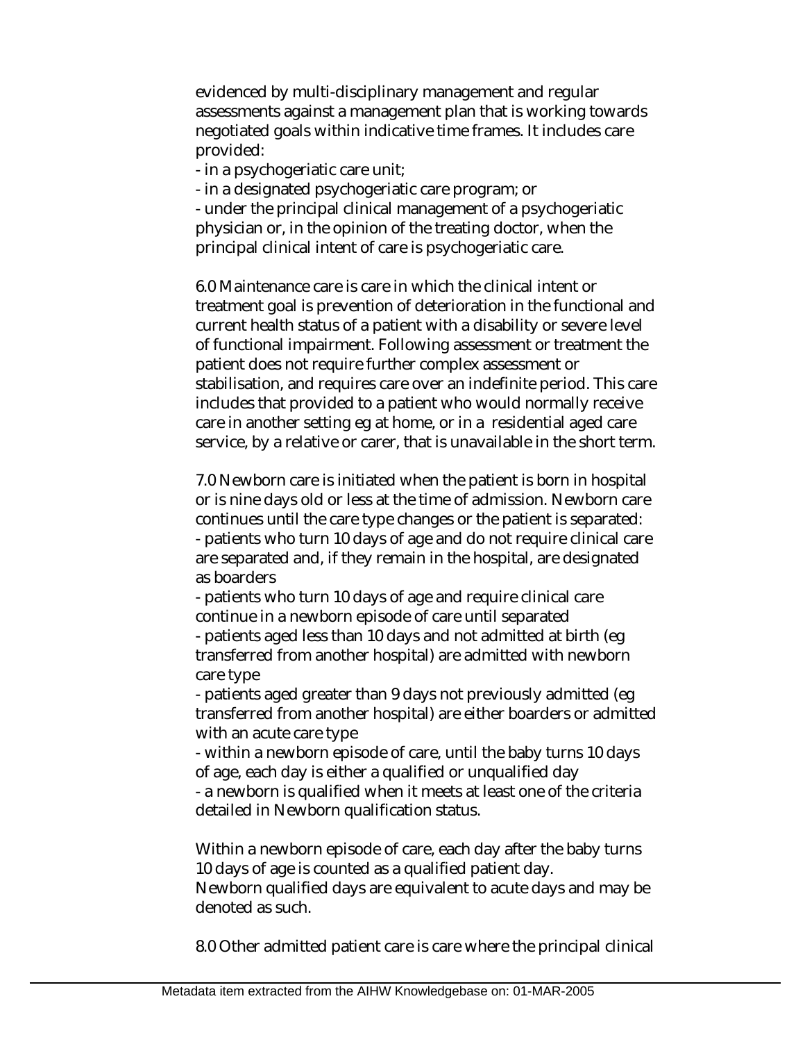evidenced by multi-disciplinary management and regular assessments against a management plan that is working towards negotiated goals within indicative time frames. It includes care provided:

- in a psychogeriatic care unit;
- in a designated psychogeriatic care program; or
- under the principal clinical management of a psychogeriatic physician or, in the opinion of the treating doctor, when the principal clinical intent of care is psychogeriatic care.

6.0 Maintenance care is care in which the clinical intent or treatment goal is prevention of deterioration in the functional and current health status of a patient with a disability or severe level of functional impairment. Following assessment or treatment the patient does not require further complex assessment or stabilisation, and requires care over an indefinite period. This care includes that provided to a patient who would normally receive care in another setting eg at home, or in a residential aged care service, by a relative or carer, that is unavailable in the short term.

7.0 Newborn care is initiated when the patient is born in hospital or is nine days old or less at the time of admission. Newborn care continues until the care type changes or the patient is separated:

- patients who turn 10 days of age and do not require clinical care are separated and, if they remain in the hospital, are designated as boarders
- patients who turn 10 days of age and require clinical care continue in a newborn episode of care until separated
- patients aged less than 10 days and not admitted at birth (eg transferred from another hospital) are admitted with newborn care type
- patients aged greater than 9 days not previously admitted (eg transferred from another hospital) are either boarders or admitted with an acute care type
- within a newborn episode of care, until the baby turns 10 days of age, each day is either a qualified or unqualified day
- a newborn is qualified when it meets at least one of the criteria detailed in Newborn qualification status.

Within a newborn episode of care, each day after the baby turns 10 days of age is counted as a qualified patient day.
Newborn qualified days are equivalent to acute days and may be denoted as such.

8.0 Other admitted patient care is care where the principal clinical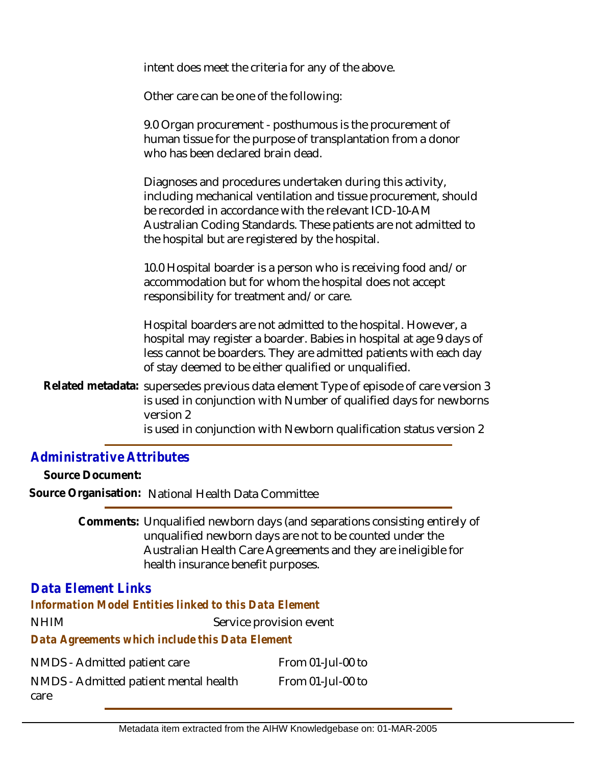intent does meet the criteria for any of the above.

Other care can be one of the following:

9.0 Organ procurement - posthumous is the procurement of human tissue for the purpose of transplantation from a donor who has been declared brain dead.

Diagnoses and procedures undertaken during this activity, including mechanical ventilation and tissue procurement, should be recorded in accordance with the relevant ICD-10-AM Australian Coding Standards. These patients are not admitted to the hospital but are registered by the hospital.

10.0 Hospital boarder is a person who is receiving food and/or accommodation but for whom the hospital does not accept responsibility for treatment and/or care.

Hospital boarders are not admitted to the hospital. However, a hospital may register a boarder. Babies in hospital at age 9 days of less cannot be boarders. They are admitted patients with each day of stay deemed to be either qualified or unqualified.

**Related metadata:** supersedes previous data element Type of episode of care version 3
is used in conjunction with Number of qualified days for newborns version 2
is used in conjunction with Newborn qualification status version 2

## Administrative Attributes

**Source Document:**

**Source Organisation:** National Health Data Committee

**Comments:** Unqualified newborn days (and separations consisting entirely of unqualified newborn days are not to be counted under the Australian Health Care Agreements and they are ineligible for health insurance benefit purposes.

## Data Element Links

### Information Model Entities linked to this Data Element

| NHIM | Service provision event |
|---|---|

### Data Agreements which include this Data Element

| NMDS - Admitted patient care | From 01-Jul-00 to |
|---|---|
| NMDS - Admitted patient mental health care | From 01-Jul-00 to |

Metadata item extracted from the AIHW Knowledgebase on: 01-MAR-2005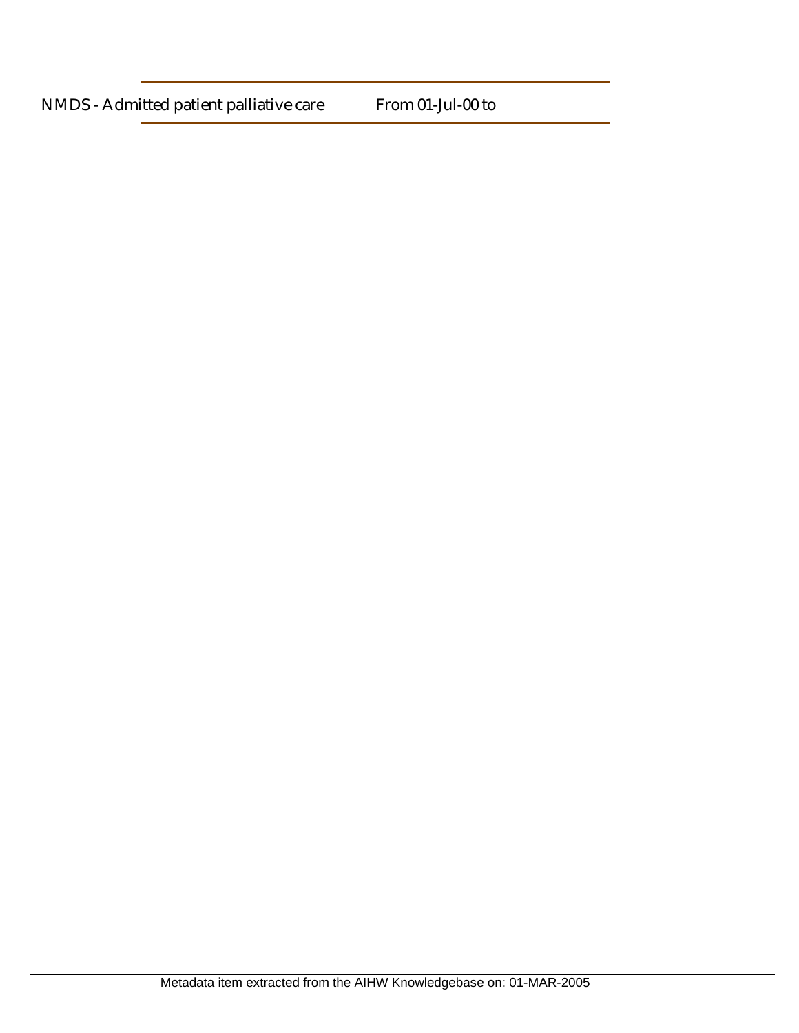NMDS - Admitted patient palliative care    From 01-Jul-00 to